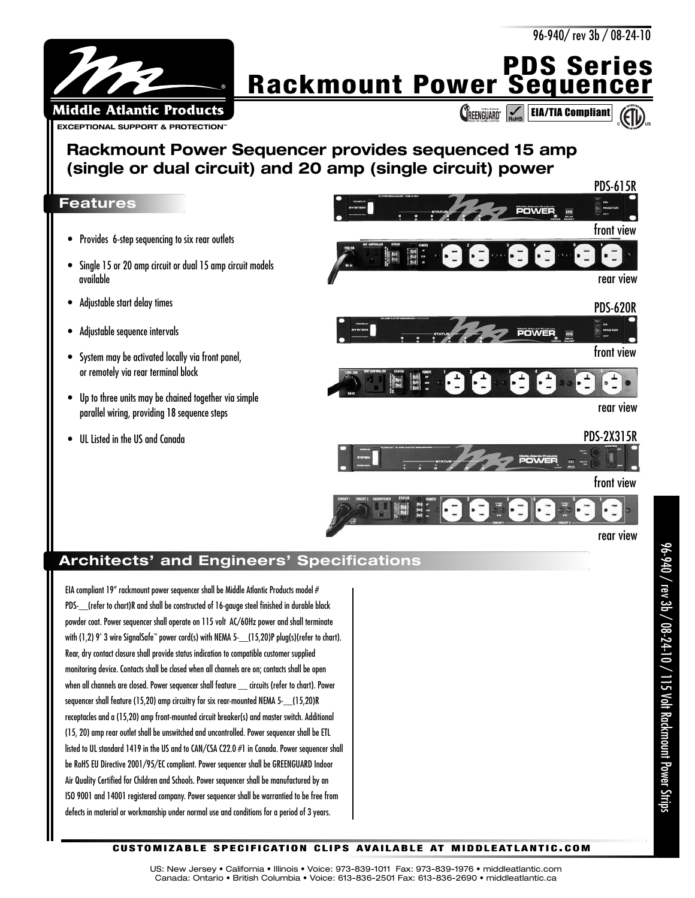# PDS Series Rackmount Power Sequencer

Middle Atlantic Products
EXCEPTIONAL SUPPORT & PROTECTION™

GREENGUARD • RoHS • EIA/TIA Compliant • ETL

## Rackmount Power Sequencer provides sequenced 15 amp (single or dual circuit) and 20 amp (single circuit) power

## Features

- Provides 6-step sequencing to six rear outlets
- Single 15 or 20 amp circuit or dual 15 amp circuit models available
- Adjustable start delay times
- Adjustable sequence intervals
- System may be activated locally via front panel, or remotely via rear terminal block
- Up to three units may be chained together via simple parallel wiring, providing 18 sequence steps
- UL Listed in the US and Canada

PDS-615R
front view
rear view

PDS-620R
front view
rear view

PDS-2X315R
front view
rear view

## Architects' and Engineers' Specifications

EIA compliant 19" rackmount power sequencer shall be Middle Atlantic Products model # PDS-__(refer to chart)R and shall be constructed of 16-gauge steel finished in durable black powder coat. Power sequencer shall operate on 115 volt AC/60Hz power and shall terminate with (1,2) 9' 3 wire SignalSafe™ power cord(s) with NEMA 5-__(15,20)P plug(s)(refer to chart). Rear, dry contact closure shall provide status indication to compatible customer supplied monitoring device. Contacts shall be closed when all channels are on; contacts shall be open when all channels are closed. Power sequencer shall feature __ circuits (refer to chart). Power sequencer shall feature (15,20) amp circuitry for six rear-mounted NEMA 5-__(15,20)R receptacles and a (15,20) amp front-mounted circuit breaker(s) and master switch. Additional (15, 20) amp rear outlet shall be unswitched and uncontrolled. Power sequencer shall be ETL listed to UL standard 1419 in the US and to CAN/CSA C22.0 #1 in Canada. Power sequencer shall be RoHS EU Directive 2001/95/EC compliant. Power sequencer shall be GREENGUARD Indoor Air Quality Certified for Children and Schools. Power sequencer shall be manufactured by an ISO 9001 and 14001 registered company. Power sequencer shall be warrantied to be free from defects in material or workmanship under normal use and conditions for a period of 3 years.

**CUSTOMIZABLE SPECIFICATION CLIPS AVAILABLE AT MIDDLEATLANTIC.COM**

US: New Jersey • California • Illinois • Voice: 973-839-1011 Fax: 973-839-1976 • middleatlantic.com
Canada: Ontario • British Columbia • Voice: 613-836-2501 Fax: 613-836-2690 • middleatlantic.ca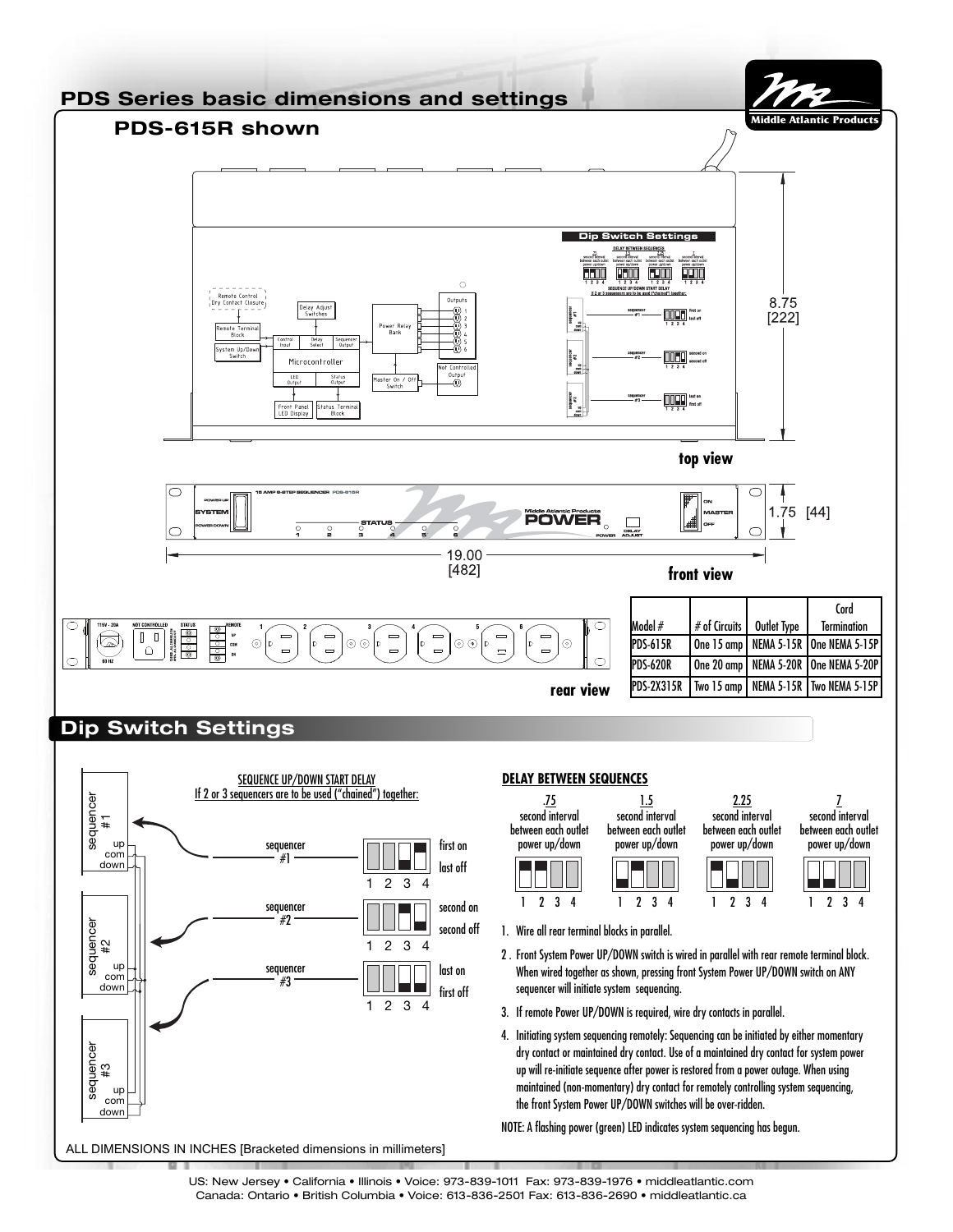## PDS Series basic dimensions and settings

### PDS-615R shown

8.75
[222]

top view

1.75 [44]

19.00
[482]

front view

rear view

| Model # | # of Circuits | Outlet Type | Cord Termination |
|---|---|---|---|
| PDS-615R | One 15 amp | NEMA 5-15R | One NEMA 5-15P |
| PDS-620R | One 20 amp | NEMA 5-20R | One NEMA 5-20P |
| PDS-2X315R | Two 15 amp | NEMA 5-15R | Two NEMA 5-15P |

## Dip Switch Settings

**SEQUENCE UP/DOWN START DELAY**
If 2 or 3 sequencers are to be used ("chained") together:

sequencer #1 — first on / last off

sequencer #2 — second on / second off

sequencer #3 — last on / first off

**DELAY BETWEEN SEQUENCES**

.75 second interval between each outlet power up/down

1.5 second interval between each outlet power up/down

2.25 second interval between each outlet power up/down

7 second interval between each outlet power up/down

1. Wire all rear terminal blocks in parallel.
2. Front System Power UP/DOWN switch is wired in parallel with rear remote terminal block. When wired together as shown, pressing front System Power UP/DOWN switch on ANY sequencer will initiate system sequencing.
3. If remote Power UP/DOWN is required, wire dry contacts in parallel.
4. Initiating system sequencing remotely: Sequencing can be initiated by either momentary dry contact or maintained dry contact. Use of a maintained dry contact for system power up will re-initiate sequence after power is restored from a power outage. When using maintained (non-momentary) dry contact for remotely controlling system sequencing, the front System Power UP/DOWN switches will be over-ridden.

NOTE: A flashing power (green) LED indicates system sequencing has begun.

ALL DIMENSIONS IN INCHES [Bracketed dimensions in millimeters]

US: New Jersey • California • Illinois • Voice: 973-839-1011 Fax: 973-839-1976 • middleatlantic.com
Canada: Ontario • British Columbia • Voice: 613-836-2501 Fax: 613-836-2690 • middleatlantic.ca